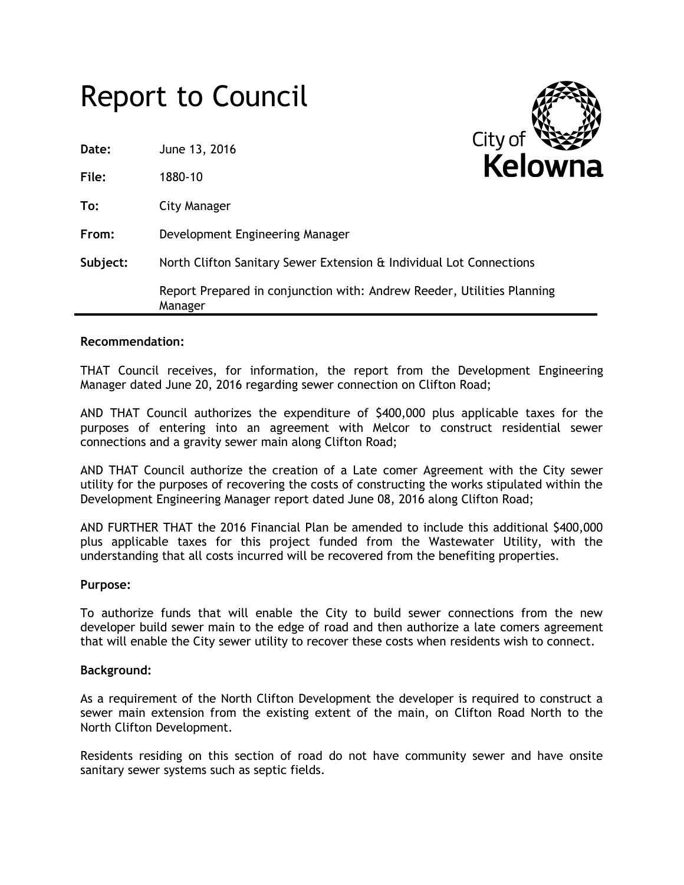# Report to Council

**Date:** June 13, 2016

**File:** 1880-10

**To:** City Manager

**From:** Development Engineering Manager

**Subject:** North Clifton Sanitary Sewer Extension & Individual Lot Connections

Report Prepared in conjunction with: Andrew Reeder, Utilities Planning Manager

**Recommendation:**

THAT Council receives, for information, the report from the Development Engineering Manager dated June 20, 2016 regarding sewer connection on Clifton Road;

AND THAT Council authorizes the expenditure of $400,000 plus applicable taxes for the purposes of entering into an agreement with Melcor to construct residential sewer connections and a gravity sewer main along Clifton Road;

AND THAT Council authorize the creation of a Late comer Agreement with the City sewer utility for the purposes of recovering the costs of constructing the works stipulated within the Development Engineering Manager report dated June 08, 2016 along Clifton Road;

AND FURTHER THAT the 2016 Financial Plan be amended to include this additional $400,000 plus applicable taxes for this project funded from the Wastewater Utility, with the understanding that all costs incurred will be recovered from the benefiting properties.

**Purpose:**

To authorize funds that will enable the City to build sewer connections from the new developer build sewer main to the edge of road and then authorize a late comers agreement that will enable the City sewer utility to recover these costs when residents wish to connect.

**Background:**

As a requirement of the North Clifton Development the developer is required to construct a sewer main extension from the existing extent of the main, on Clifton Road North to the North Clifton Development.

Residents residing on this section of road do not have community sewer and have onsite sanitary sewer systems such as septic fields.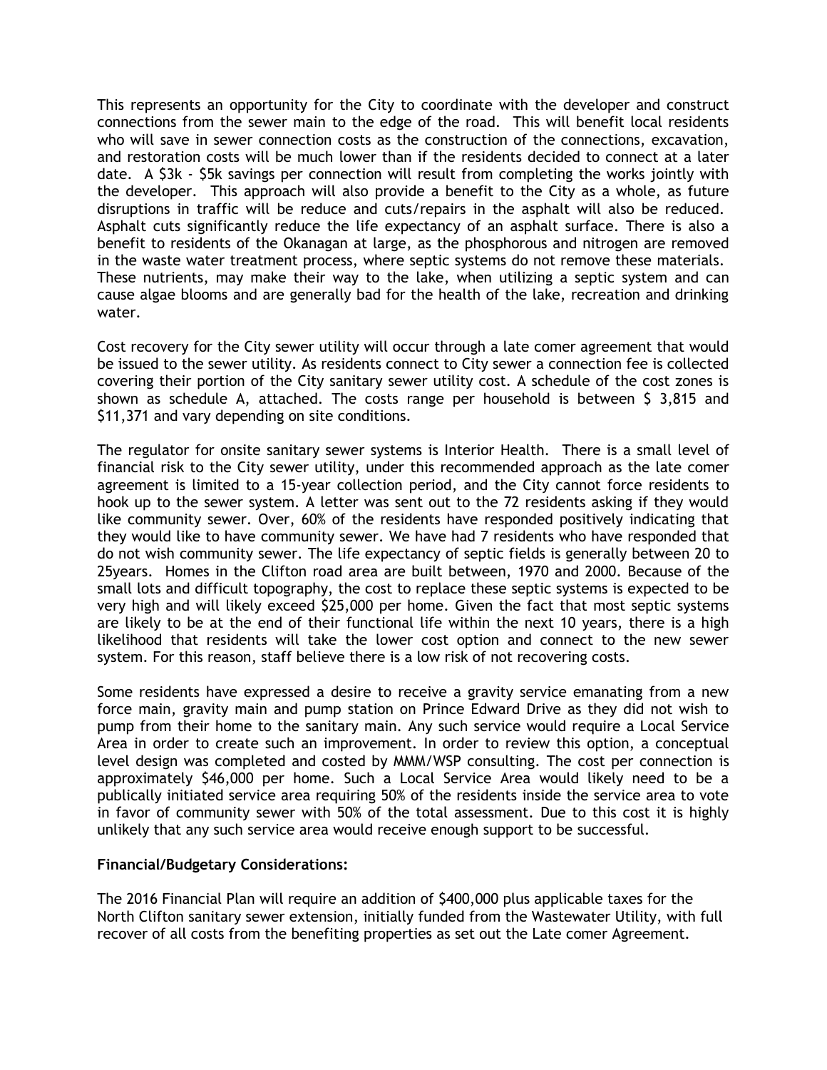This represents an opportunity for the City to coordinate with the developer and construct connections from the sewer main to the edge of the road. This will benefit local residents who will save in sewer connection costs as the construction of the connections, excavation, and restoration costs will be much lower than if the residents decided to connect at a later date. A $3k - $5k savings per connection will result from completing the works jointly with the developer. This approach will also provide a benefit to the City as a whole, as future disruptions in traffic will be reduce and cuts/repairs in the asphalt will also be reduced. Asphalt cuts significantly reduce the life expectancy of an asphalt surface. There is also a benefit to residents of the Okanagan at large, as the phosphorous and nitrogen are removed in the waste water treatment process, where septic systems do not remove these materials. These nutrients, may make their way to the lake, when utilizing a septic system and can cause algae blooms and are generally bad for the health of the lake, recreation and drinking water.

Cost recovery for the City sewer utility will occur through a late comer agreement that would be issued to the sewer utility. As residents connect to City sewer a connection fee is collected covering their portion of the City sanitary sewer utility cost. A schedule of the cost zones is shown as schedule A, attached. The costs range per household is between $ 3,815 and $11,371 and vary depending on site conditions.

The regulator for onsite sanitary sewer systems is Interior Health. There is a small level of financial risk to the City sewer utility, under this recommended approach as the late comer agreement is limited to a 15-year collection period, and the City cannot force residents to hook up to the sewer system. A letter was sent out to the 72 residents asking if they would like community sewer. Over, 60% of the residents have responded positively indicating that they would like to have community sewer. We have had 7 residents who have responded that do not wish community sewer. The life expectancy of septic fields is generally between 20 to 25years. Homes in the Clifton road area are built between, 1970 and 2000. Because of the small lots and difficult topography, the cost to replace these septic systems is expected to be very high and will likely exceed $25,000 per home. Given the fact that most septic systems are likely to be at the end of their functional life within the next 10 years, there is a high likelihood that residents will take the lower cost option and connect to the new sewer system. For this reason, staff believe there is a low risk of not recovering costs.

Some residents have expressed a desire to receive a gravity service emanating from a new force main, gravity main and pump station on Prince Edward Drive as they did not wish to pump from their home to the sanitary main. Any such service would require a Local Service Area in order to create such an improvement. In order to review this option, a conceptual level design was completed and costed by MMM/WSP consulting. The cost per connection is approximately $46,000 per home. Such a Local Service Area would likely need to be a publically initiated service area requiring 50% of the residents inside the service area to vote in favor of community sewer with 50% of the total assessment. Due to this cost it is highly unlikely that any such service area would receive enough support to be successful.

**Financial/Budgetary Considerations:**

The 2016 Financial Plan will require an addition of $400,000 plus applicable taxes for the North Clifton sanitary sewer extension, initially funded from the Wastewater Utility, with full recover of all costs from the benefiting properties as set out the Late comer Agreement.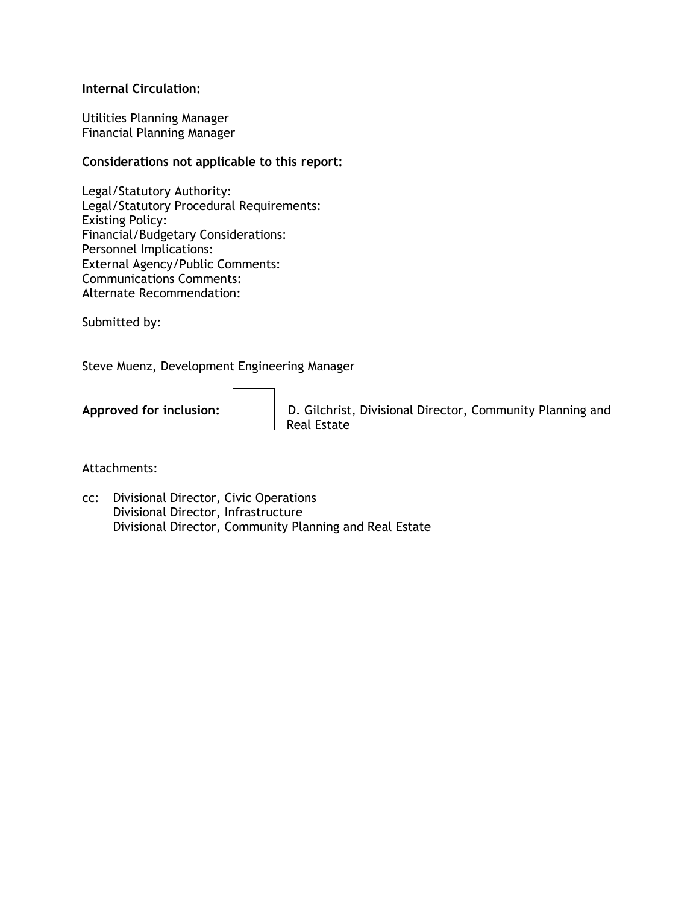**Internal Circulation:**

Utilities Planning Manager
Financial Planning Manager

**Considerations not applicable to this report:**

Legal/Statutory Authority:
Legal/Statutory Procedural Requirements:
Existing Policy:
Financial/Budgetary Considerations:
Personnel Implications:
External Agency/Public Comments:
Communications Comments:
Alternate Recommendation:

Submitted by:

Steve Muenz, Development Engineering Manager

**Approved for inclusion:** D. Gilchrist, Divisional Director, Community Planning and Real Estate

Attachments:

cc: Divisional Director, Civic Operations
Divisional Director, Infrastructure
Divisional Director, Community Planning and Real Estate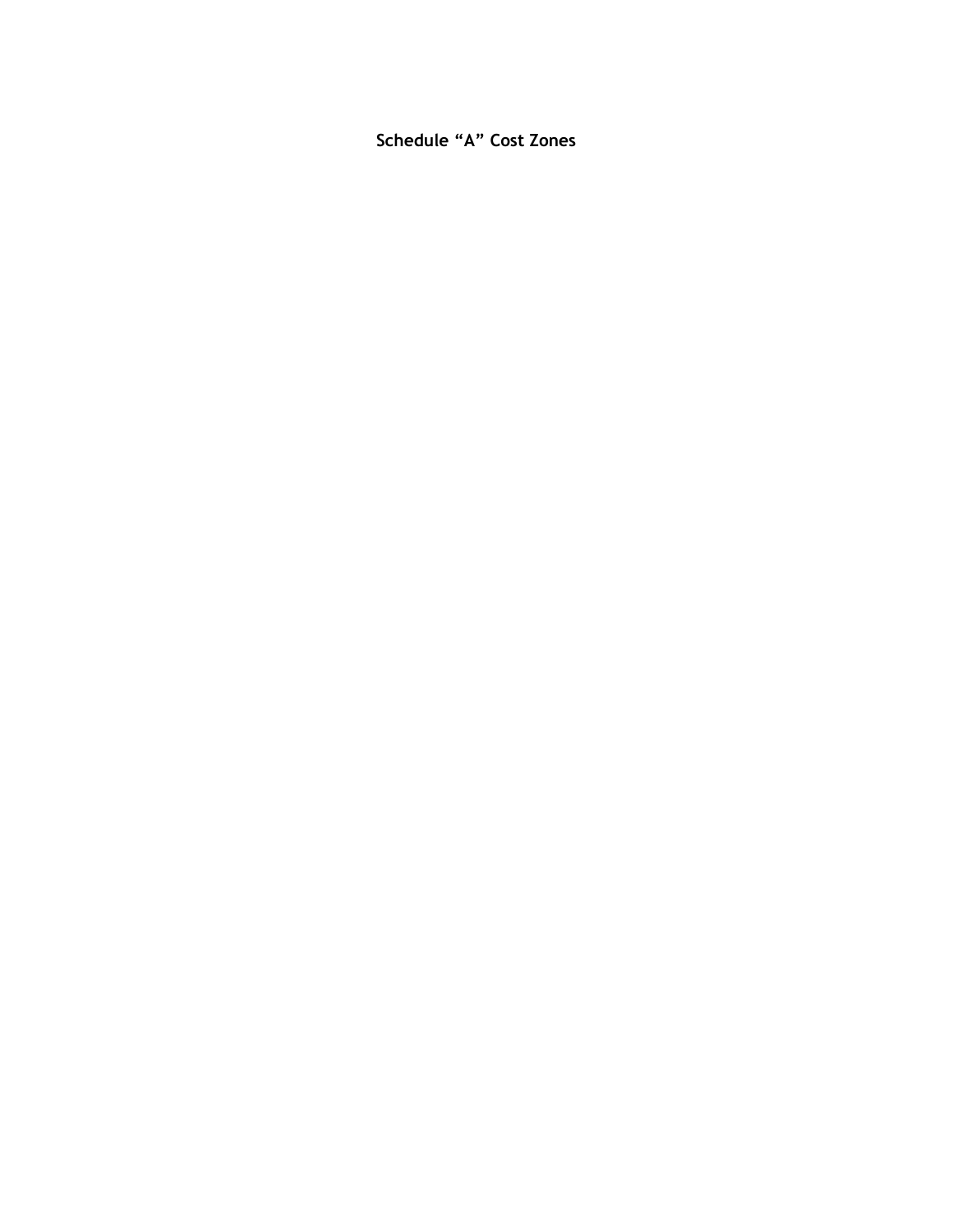**Schedule “A” Cost Zones**